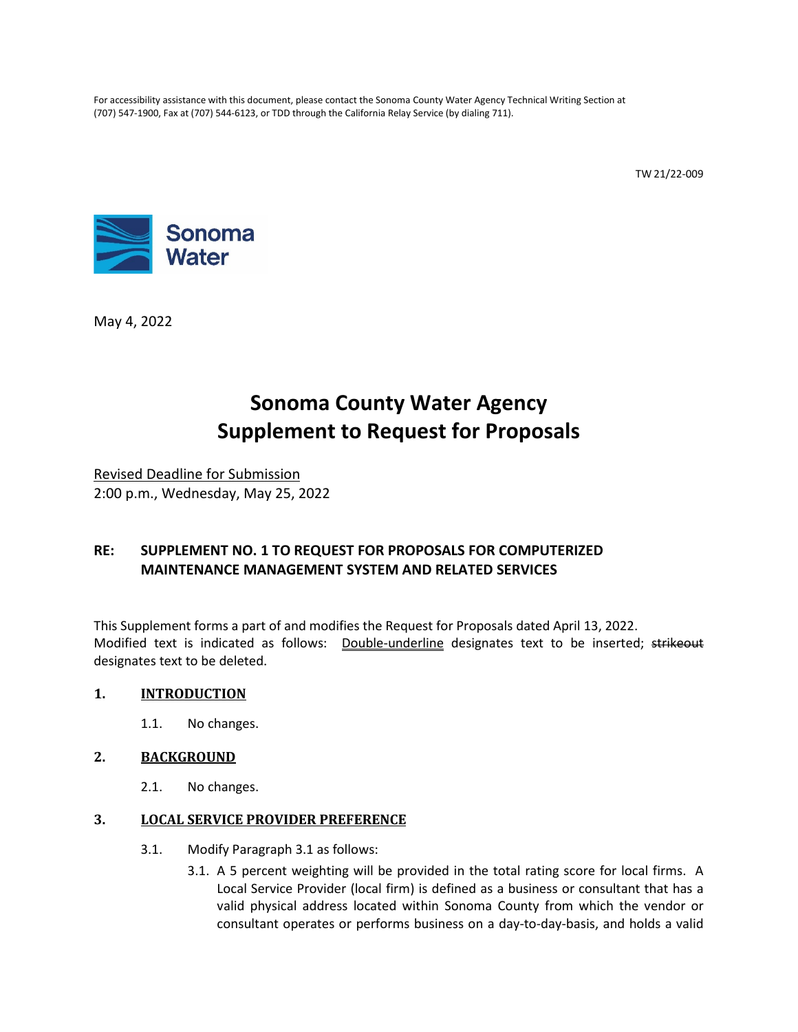For accessibility assistance with this document, please contact the Sonoma County Water Agency Technical Writing Section at (707) 547-1900, Fax at (707) 544-6123, or TDD through the California Relay Service (by dialing 711).

TW 21/22-009

Sonoma Water

May 4, 2022

# Sonoma County Water Agency
# Supplement to Request for Proposals

Revised Deadline for Submission
2:00 p.m., Wednesday, May 25, 2022

**RE: SUPPLEMENT NO. 1 TO REQUEST FOR PROPOSALS FOR COMPUTERIZED MAINTENANCE MANAGEMENT SYSTEM AND RELATED SERVICES**

This Supplement forms a part of and modifies the Request for Proposals dated April 13, 2022. Modified text is indicated as follows: Double-underline designates text to be inserted; ~~strikeout~~ designates text to be deleted.

## 1. INTRODUCTION

1.1. No changes.

## 2. BACKGROUND

2.1. No changes.

## 3. LOCAL SERVICE PROVIDER PREFERENCE

3.1. Modify Paragraph 3.1 as follows:

3.1. A 5 percent weighting will be provided in the total rating score for local firms. A Local Service Provider (local firm) is defined as a business or consultant that has a valid physical address located within Sonoma County from which the vendor or consultant operates or performs business on a day-to-day-basis, and holds a valid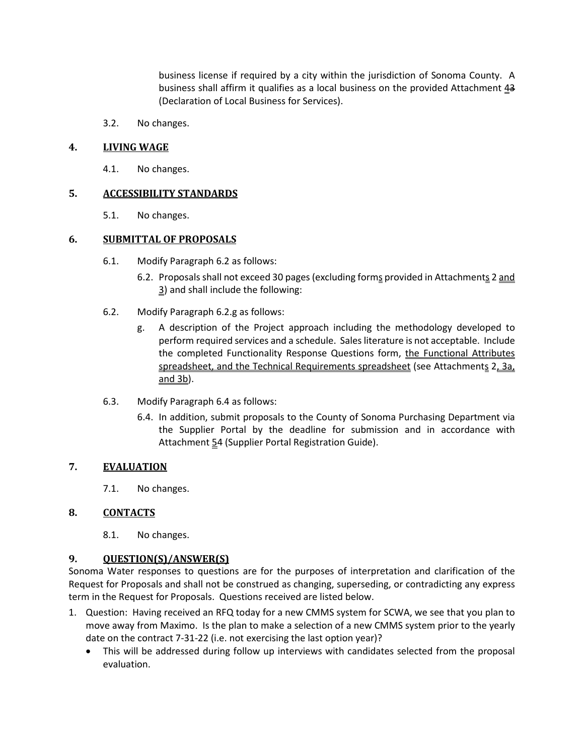business license if required by a city within the jurisdiction of Sonoma County. A business shall affirm it qualifies as a local business on the provided Attachment 43 (Declaration of Local Business for Services).

3.2. No changes.

## 4. LIVING WAGE

4.1. No changes.

## 5. ACCESSIBILITY STANDARDS

5.1. No changes.

## 6. SUBMITTAL OF PROPOSALS

6.1. Modify Paragraph 6.2 as follows:

6.2. Proposals shall not exceed 30 pages (excluding forms provided in Attachments 2 and 3) and shall include the following:

6.2. Modify Paragraph 6.2.g as follows:

g. A description of the Project approach including the methodology developed to perform required services and a schedule. Sales literature is not acceptable. Include the completed Functionality Response Questions form, the Functional Attributes spreadsheet, and the Technical Requirements spreadsheet (see Attachments 2, 3a, and 3b).

6.3. Modify Paragraph 6.4 as follows:

6.4. In addition, submit proposals to the County of Sonoma Purchasing Department via the Supplier Portal by the deadline for submission and in accordance with Attachment 54 (Supplier Portal Registration Guide).

## 7. EVALUATION

7.1. No changes.

## 8. CONTACTS

8.1. No changes.

## 9. QUESTION(S)/ANSWER(S)

Sonoma Water responses to questions are for the purposes of interpretation and clarification of the Request for Proposals and shall not be construed as changing, superseding, or contradicting any express term in the Request for Proposals. Questions received are listed below.

1. Question: Having received an RFQ today for a new CMMS system for SCWA, we see that you plan to move away from Maximo. Is the plan to make a selection of a new CMMS system prior to the yearly date on the contract 7-31-22 (i.e. not exercising the last option year)?
   - This will be addressed during follow up interviews with candidates selected from the proposal evaluation.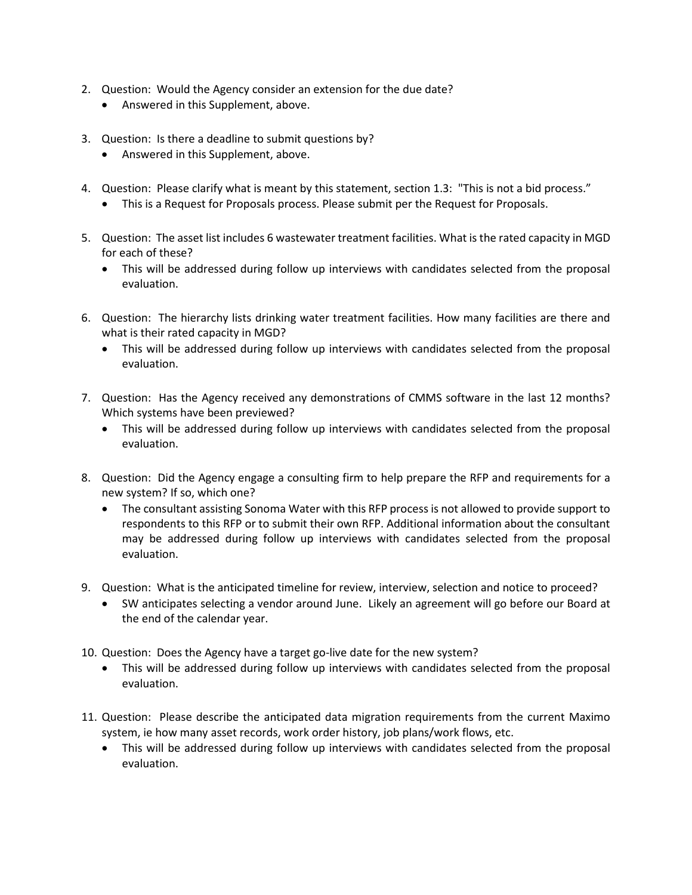2. Question: Would the Agency consider an extension for the due date?
    - Answered in this Supplement, above.

3. Question: Is there a deadline to submit questions by?
    - Answered in this Supplement, above.

4. Question: Please clarify what is meant by this statement, section 1.3: "This is not a bid process."
    - This is a Request for Proposals process. Please submit per the Request for Proposals.

5. Question: The asset list includes 6 wastewater treatment facilities. What is the rated capacity in MGD for each of these?
    - This will be addressed during follow up interviews with candidates selected from the proposal evaluation.

6. Question: The hierarchy lists drinking water treatment facilities. How many facilities are there and what is their rated capacity in MGD?
    - This will be addressed during follow up interviews with candidates selected from the proposal evaluation.

7. Question: Has the Agency received any demonstrations of CMMS software in the last 12 months? Which systems have been previewed?
    - This will be addressed during follow up interviews with candidates selected from the proposal evaluation.

8. Question: Did the Agency engage a consulting firm to help prepare the RFP and requirements for a new system? If so, which one?
    - The consultant assisting Sonoma Water with this RFP process is not allowed to provide support to respondents to this RFP or to submit their own RFP. Additional information about the consultant may be addressed during follow up interviews with candidates selected from the proposal evaluation.

9. Question: What is the anticipated timeline for review, interview, selection and notice to proceed?
    - SW anticipates selecting a vendor around June. Likely an agreement will go before our Board at the end of the calendar year.

10. Question: Does the Agency have a target go-live date for the new system?
    - This will be addressed during follow up interviews with candidates selected from the proposal evaluation.

11. Question: Please describe the anticipated data migration requirements from the current Maximo system, ie how many asset records, work order history, job plans/work flows, etc.
    - This will be addressed during follow up interviews with candidates selected from the proposal evaluation.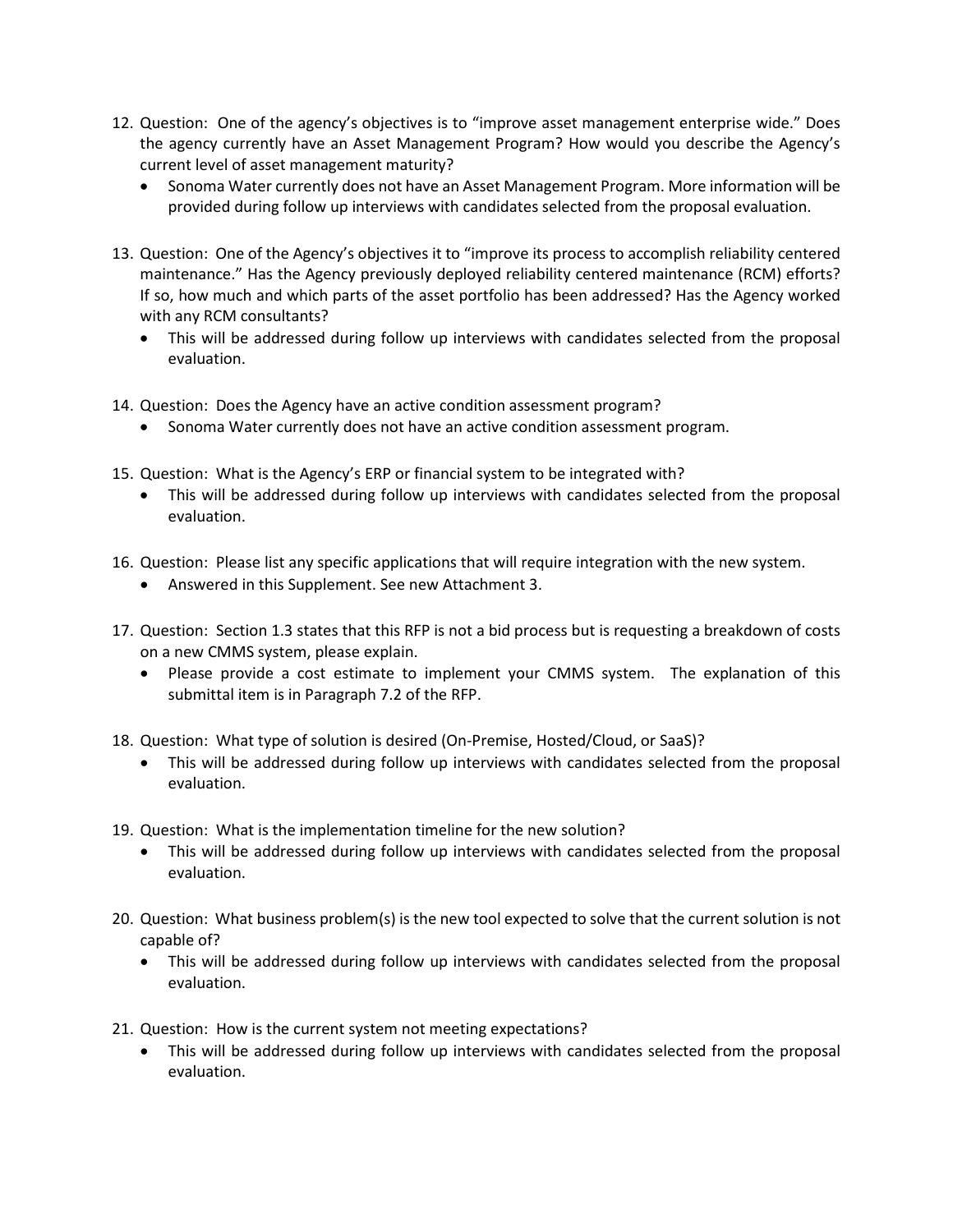12. Question: One of the agency's objectives is to "improve asset management enterprise wide." Does the agency currently have an Asset Management Program? How would you describe the Agency's current level of asset management maturity?
    - Sonoma Water currently does not have an Asset Management Program. More information will be provided during follow up interviews with candidates selected from the proposal evaluation.

13. Question: One of the Agency's objectives it to "improve its process to accomplish reliability centered maintenance." Has the Agency previously deployed reliability centered maintenance (RCM) efforts? If so, how much and which parts of the asset portfolio has been addressed? Has the Agency worked with any RCM consultants?
    - This will be addressed during follow up interviews with candidates selected from the proposal evaluation.

14. Question: Does the Agency have an active condition assessment program?
    - Sonoma Water currently does not have an active condition assessment program.

15. Question: What is the Agency's ERP or financial system to be integrated with?
    - This will be addressed during follow up interviews with candidates selected from the proposal evaluation.

16. Question: Please list any specific applications that will require integration with the new system.
    - Answered in this Supplement. See new Attachment 3.

17. Question: Section 1.3 states that this RFP is not a bid process but is requesting a breakdown of costs on a new CMMS system, please explain.
    - Please provide a cost estimate to implement your CMMS system. The explanation of this submittal item is in Paragraph 7.2 of the RFP.

18. Question: What type of solution is desired (On-Premise, Hosted/Cloud, or SaaS)?
    - This will be addressed during follow up interviews with candidates selected from the proposal evaluation.

19. Question: What is the implementation timeline for the new solution?
    - This will be addressed during follow up interviews with candidates selected from the proposal evaluation.

20. Question: What business problem(s) is the new tool expected to solve that the current solution is not capable of?
    - This will be addressed during follow up interviews with candidates selected from the proposal evaluation.

21. Question: How is the current system not meeting expectations?
    - This will be addressed during follow up interviews with candidates selected from the proposal evaluation.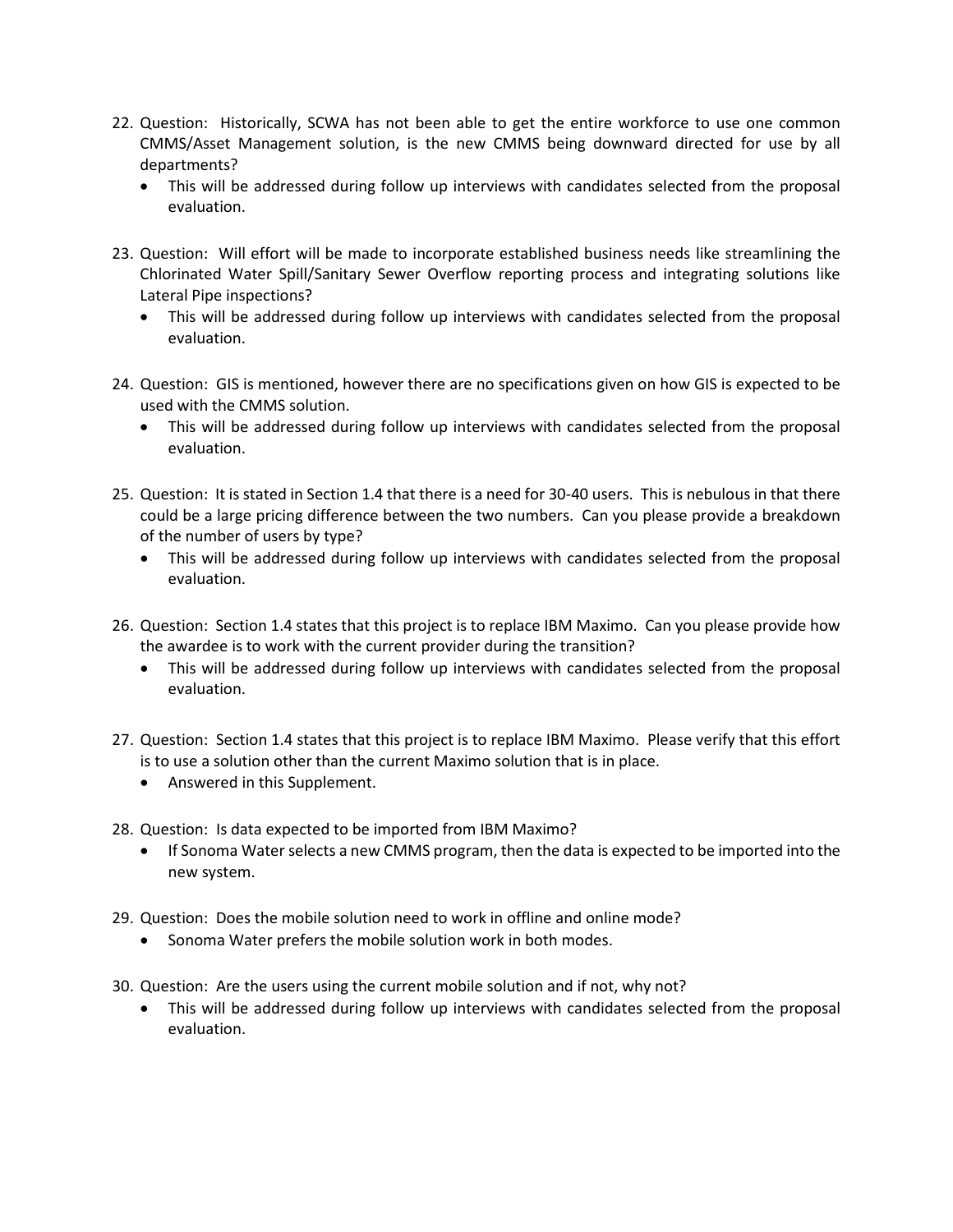22. Question: Historically, SCWA has not been able to get the entire workforce to use one common CMMS/Asset Management solution, is the new CMMS being downward directed for use by all departments?
    - This will be addressed during follow up interviews with candidates selected from the proposal evaluation.

23. Question: Will effort will be made to incorporate established business needs like streamlining the Chlorinated Water Spill/Sanitary Sewer Overflow reporting process and integrating solutions like Lateral Pipe inspections?
    - This will be addressed during follow up interviews with candidates selected from the proposal evaluation.

24. Question: GIS is mentioned, however there are no specifications given on how GIS is expected to be used with the CMMS solution.
    - This will be addressed during follow up interviews with candidates selected from the proposal evaluation.

25. Question: It is stated in Section 1.4 that there is a need for 30-40 users. This is nebulous in that there could be a large pricing difference between the two numbers. Can you please provide a breakdown of the number of users by type?
    - This will be addressed during follow up interviews with candidates selected from the proposal evaluation.

26. Question: Section 1.4 states that this project is to replace IBM Maximo. Can you please provide how the awardee is to work with the current provider during the transition?
    - This will be addressed during follow up interviews with candidates selected from the proposal evaluation.

27. Question: Section 1.4 states that this project is to replace IBM Maximo. Please verify that this effort is to use a solution other than the current Maximo solution that is in place.
    - Answered in this Supplement.

28. Question: Is data expected to be imported from IBM Maximo?
    - If Sonoma Water selects a new CMMS program, then the data is expected to be imported into the new system.

29. Question: Does the mobile solution need to work in offline and online mode?
    - Sonoma Water prefers the mobile solution work in both modes.

30. Question: Are the users using the current mobile solution and if not, why not?
    - This will be addressed during follow up interviews with candidates selected from the proposal evaluation.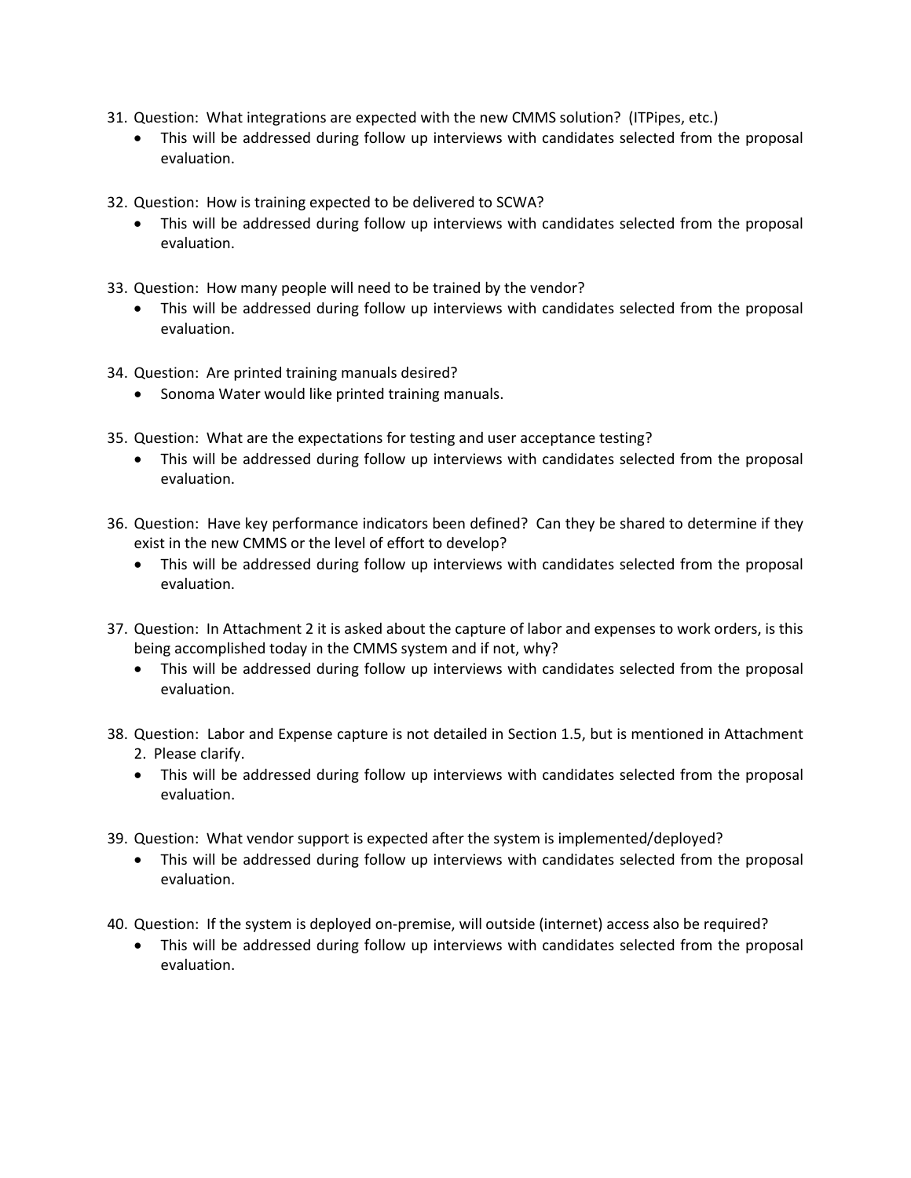31. Question: What integrations are expected with the new CMMS solution? (ITPipes, etc.)
    - This will be addressed during follow up interviews with candidates selected from the proposal evaluation.

32. Question: How is training expected to be delivered to SCWA?
    - This will be addressed during follow up interviews with candidates selected from the proposal evaluation.

33. Question: How many people will need to be trained by the vendor?
    - This will be addressed during follow up interviews with candidates selected from the proposal evaluation.

34. Question: Are printed training manuals desired?
    - Sonoma Water would like printed training manuals.

35. Question: What are the expectations for testing and user acceptance testing?
    - This will be addressed during follow up interviews with candidates selected from the proposal evaluation.

36. Question: Have key performance indicators been defined? Can they be shared to determine if they exist in the new CMMS or the level of effort to develop?
    - This will be addressed during follow up interviews with candidates selected from the proposal evaluation.

37. Question: In Attachment 2 it is asked about the capture of labor and expenses to work orders, is this being accomplished today in the CMMS system and if not, why?
    - This will be addressed during follow up interviews with candidates selected from the proposal evaluation.

38. Question: Labor and Expense capture is not detailed in Section 1.5, but is mentioned in Attachment 2. Please clarify.
    - This will be addressed during follow up interviews with candidates selected from the proposal evaluation.

39. Question: What vendor support is expected after the system is implemented/deployed?
    - This will be addressed during follow up interviews with candidates selected from the proposal evaluation.

40. Question: If the system is deployed on-premise, will outside (internet) access also be required?
    - This will be addressed during follow up interviews with candidates selected from the proposal evaluation.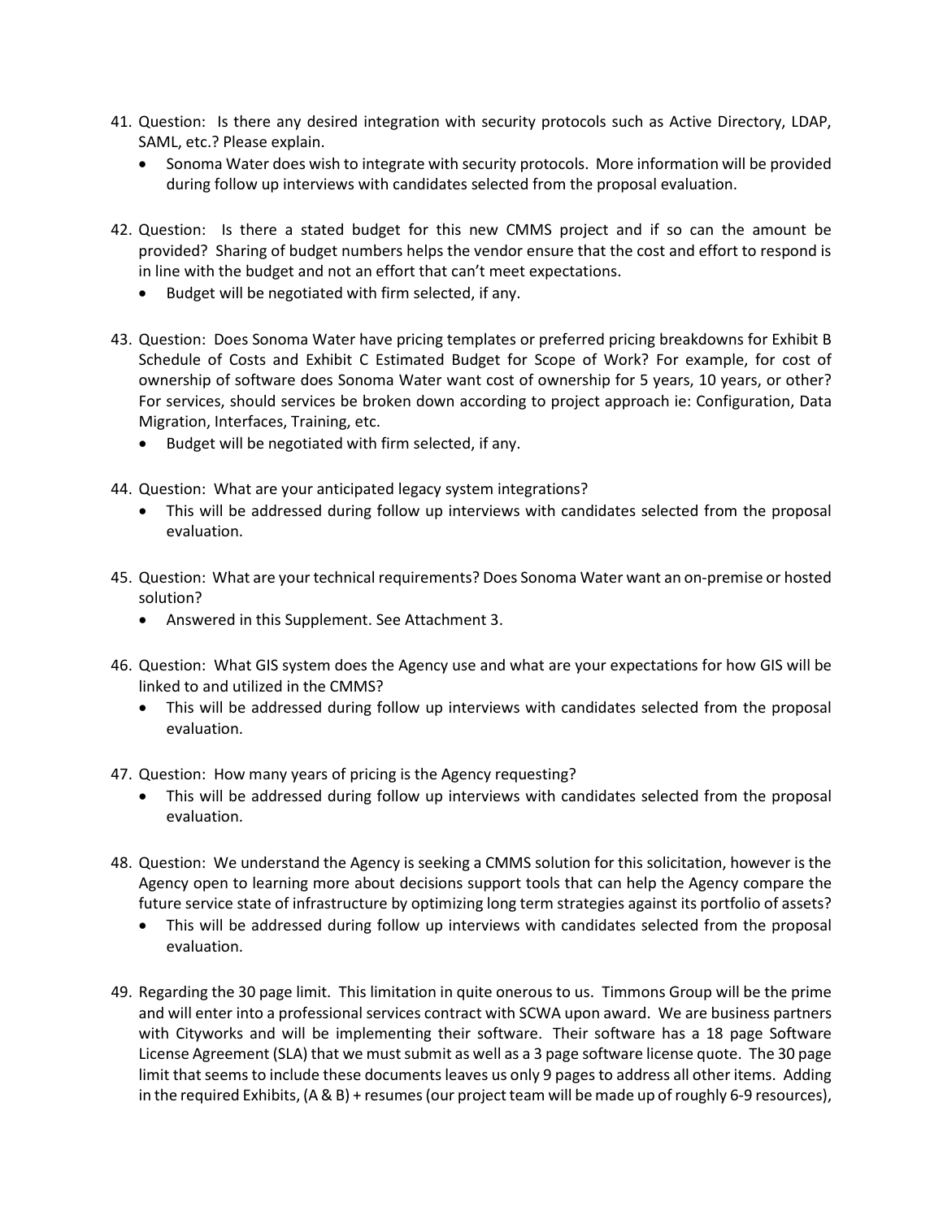41. Question: Is there any desired integration with security protocols such as Active Directory, LDAP, SAML, etc.? Please explain.
    - Sonoma Water does wish to integrate with security protocols. More information will be provided during follow up interviews with candidates selected from the proposal evaluation.

42. Question: Is there a stated budget for this new CMMS project and if so can the amount be provided? Sharing of budget numbers helps the vendor ensure that the cost and effort to respond is in line with the budget and not an effort that can't meet expectations.
    - Budget will be negotiated with firm selected, if any.

43. Question: Does Sonoma Water have pricing templates or preferred pricing breakdowns for Exhibit B Schedule of Costs and Exhibit C Estimated Budget for Scope of Work? For example, for cost of ownership of software does Sonoma Water want cost of ownership for 5 years, 10 years, or other? For services, should services be broken down according to project approach ie: Configuration, Data Migration, Interfaces, Training, etc.
    - Budget will be negotiated with firm selected, if any.

44. Question: What are your anticipated legacy system integrations?
    - This will be addressed during follow up interviews with candidates selected from the proposal evaluation.

45. Question: What are your technical requirements? Does Sonoma Water want an on-premise or hosted solution?
    - Answered in this Supplement. See Attachment 3.

46. Question: What GIS system does the Agency use and what are your expectations for how GIS will be linked to and utilized in the CMMS?
    - This will be addressed during follow up interviews with candidates selected from the proposal evaluation.

47. Question: How many years of pricing is the Agency requesting?
    - This will be addressed during follow up interviews with candidates selected from the proposal evaluation.

48. Question: We understand the Agency is seeking a CMMS solution for this solicitation, however is the Agency open to learning more about decisions support tools that can help the Agency compare the future service state of infrastructure by optimizing long term strategies against its portfolio of assets?
    - This will be addressed during follow up interviews with candidates selected from the proposal evaluation.

49. Regarding the 30 page limit. This limitation in quite onerous to us. Timmons Group will be the prime and will enter into a professional services contract with SCWA upon award. We are business partners with Cityworks and will be implementing their software. Their software has a 18 page Software License Agreement (SLA) that we must submit as well as a 3 page software license quote. The 30 page limit that seems to include these documents leaves us only 9 pages to address all other items. Adding in the required Exhibits, (A & B) + resumes (our project team will be made up of roughly 6-9 resources),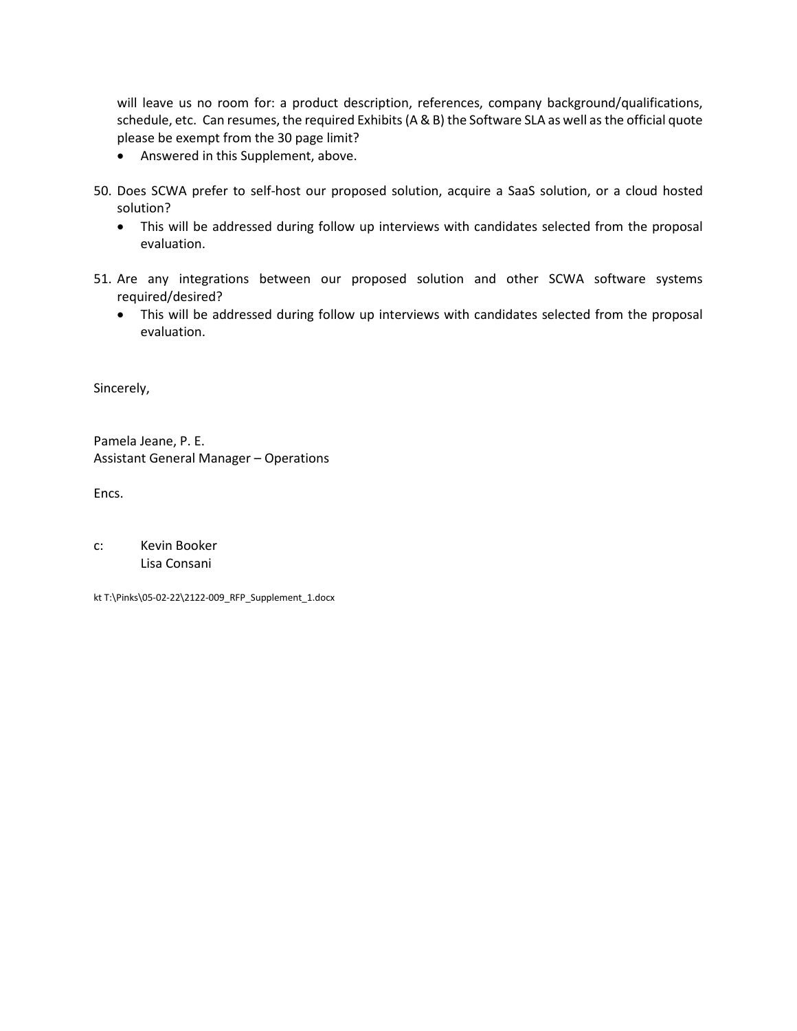will leave us no room for: a product description, references, company background/qualifications, schedule, etc. Can resumes, the required Exhibits (A & B) the Software SLA as well as the official quote please be exempt from the 30 page limit?

- Answered in this Supplement, above.

50. Does SCWA prefer to self-host our proposed solution, acquire a SaaS solution, or a cloud hosted solution?
    - This will be addressed during follow up interviews with candidates selected from the proposal evaluation.

51. Are any integrations between our proposed solution and other SCWA software systems required/desired?
    - This will be addressed during follow up interviews with candidates selected from the proposal evaluation.

Sincerely,

Pamela Jeane, P. E.
Assistant General Manager – Operations

Encs.

c: Kevin Booker
Lisa Consani

kt T:\Pinks\05-02-22\2122-009_RFP_Supplement_1.docx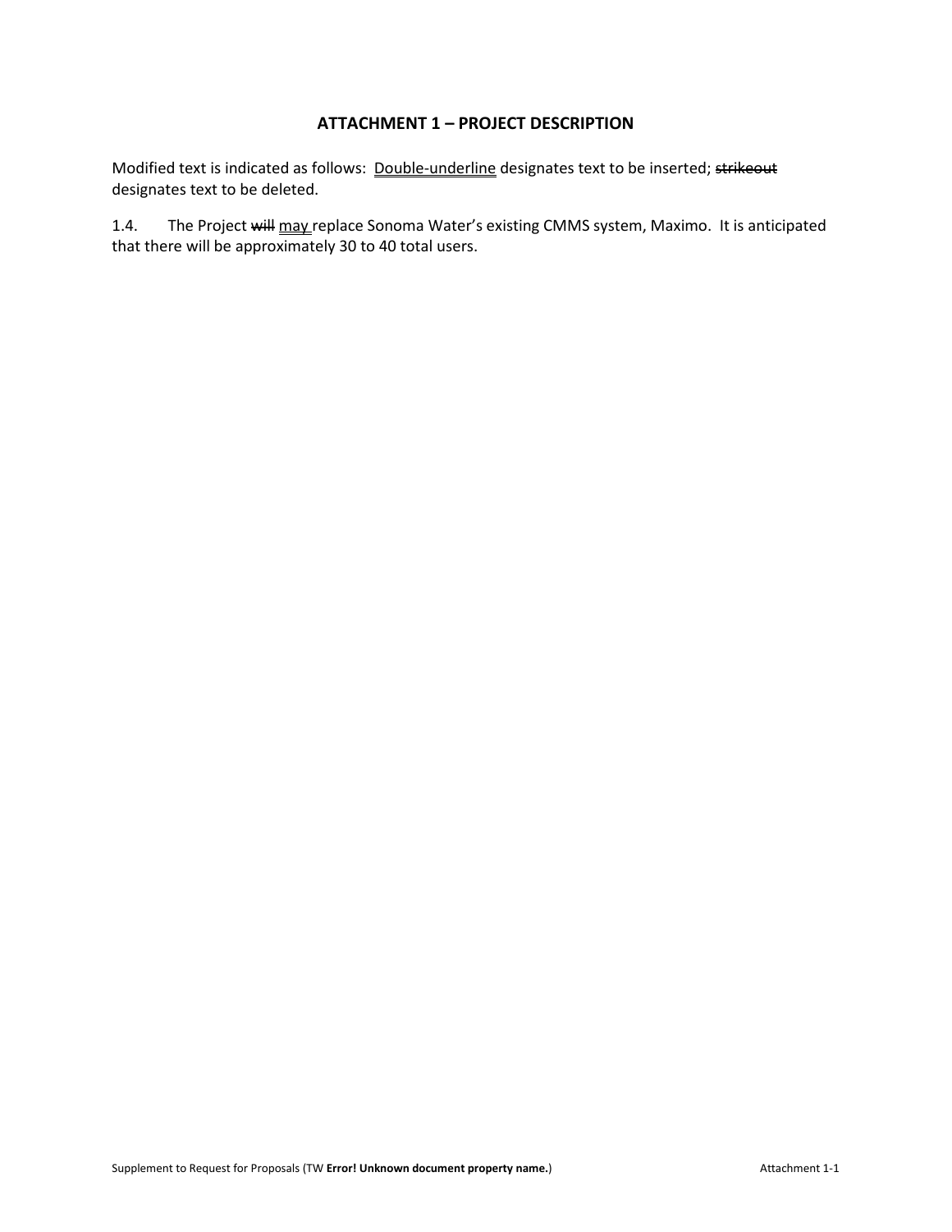## ATTACHMENT 1 – PROJECT DESCRIPTION

Modified text is indicated as follows: <u>Double-underline</u> designates text to be inserted; ~~strikeout~~ designates text to be deleted.

1.4. The Project ~~will~~ <u>may</u> replace Sonoma Water's existing CMMS system, Maximo. It is anticipated that there will be approximately 30 to 40 total users.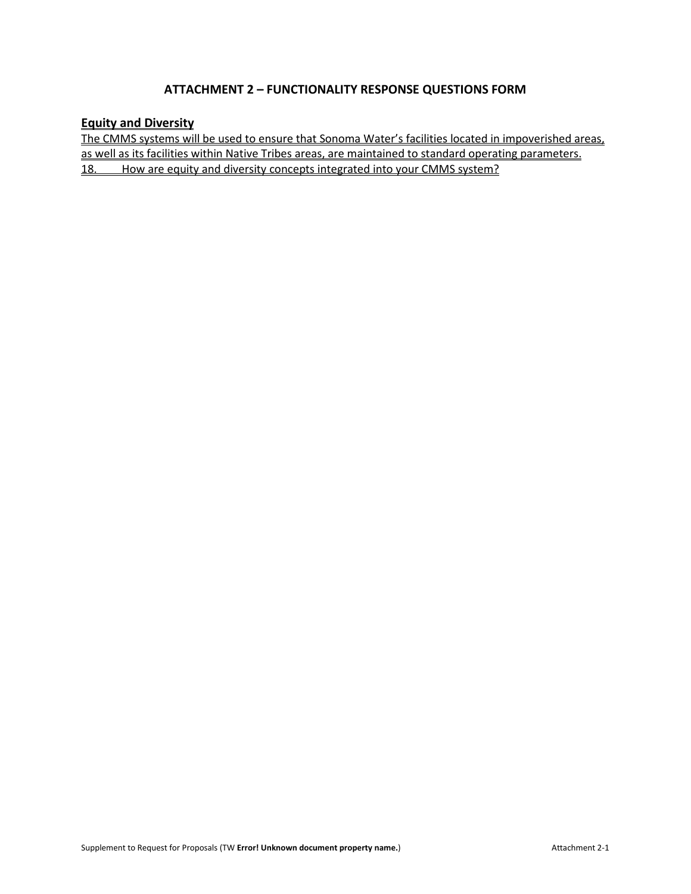## ATTACHMENT 2 – FUNCTIONALITY RESPONSE QUESTIONS FORM

### Equity and Diversity

The CMMS systems will be used to ensure that Sonoma Water's facilities located in impoverished areas, as well as its facilities within Native Tribes areas, are maintained to standard operating parameters.

18. How are equity and diversity concepts integrated into your CMMS system?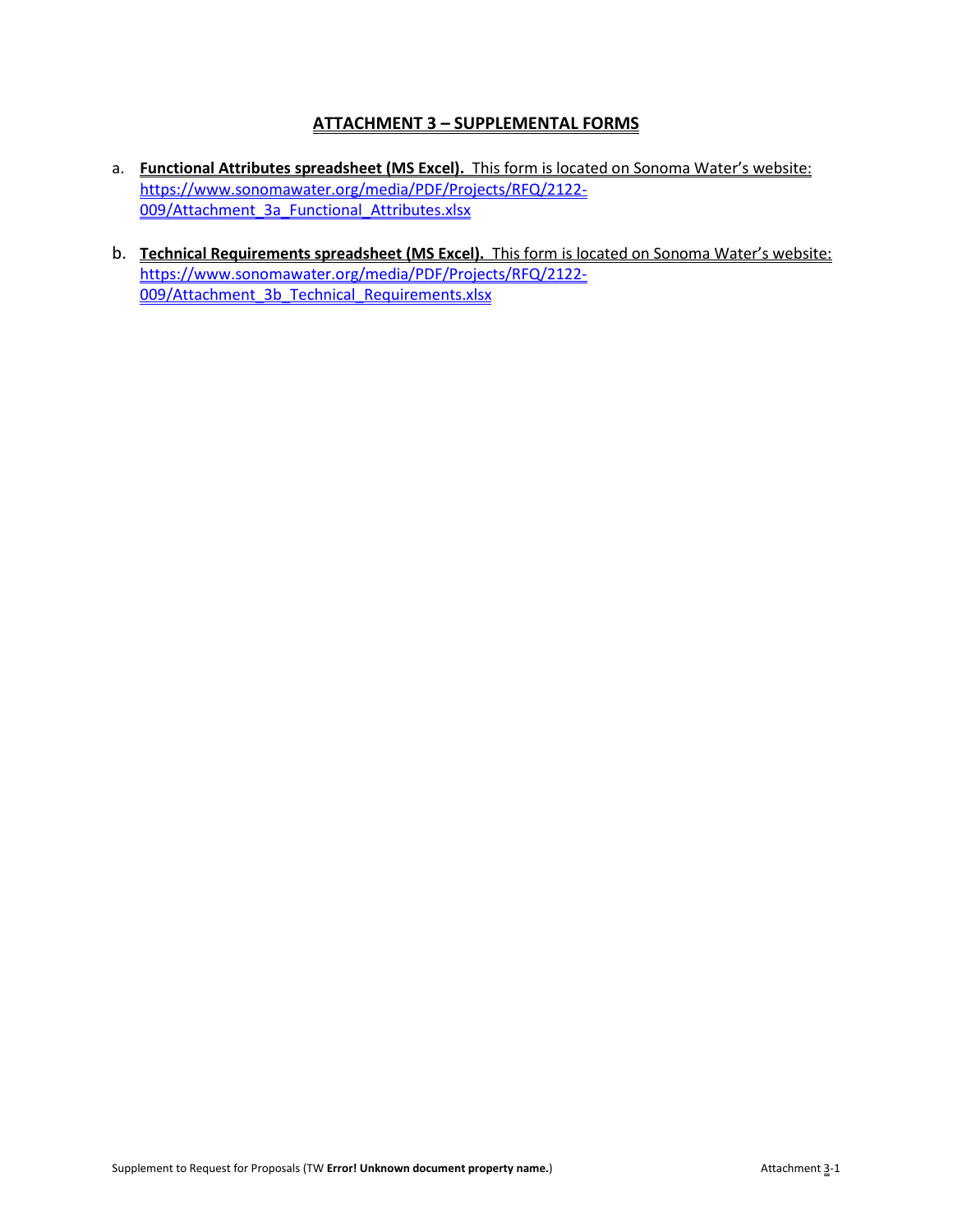# ATTACHMENT 3 – SUPPLEMENTAL FORMS

a. **Functional Attributes spreadsheet (MS Excel).** This form is located on Sonoma Water's website: https://www.sonomawater.org/media/PDF/Projects/RFQ/2122-009/Attachment_3a_Functional_Attributes.xlsx

b. **Technical Requirements spreadsheet (MS Excel).** This form is located on Sonoma Water's website: https://www.sonomawater.org/media/PDF/Projects/RFQ/2122-009/Attachment_3b_Technical_Requirements.xlsx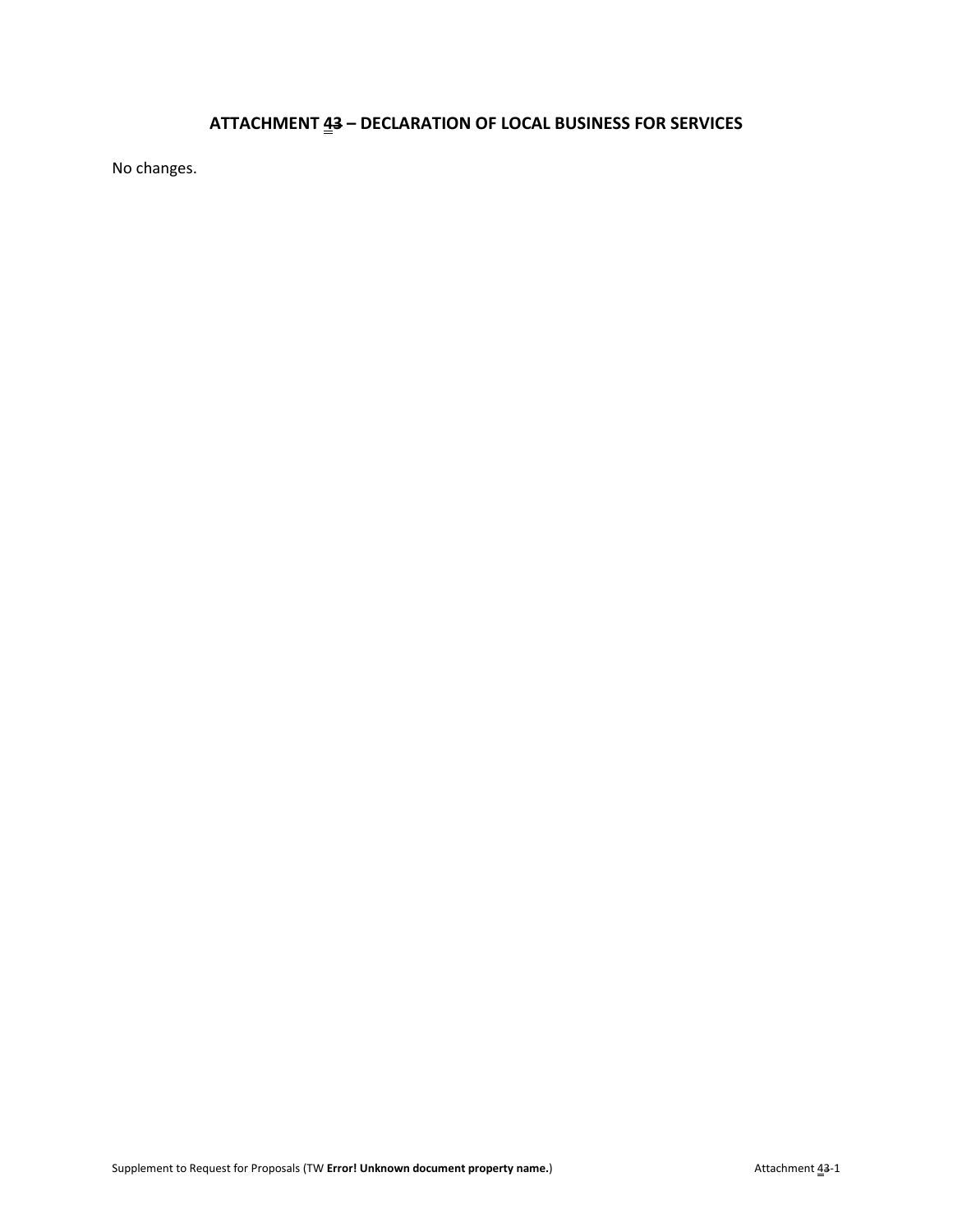# ATTACHMENT 43 – DECLARATION OF LOCAL BUSINESS FOR SERVICES

No changes.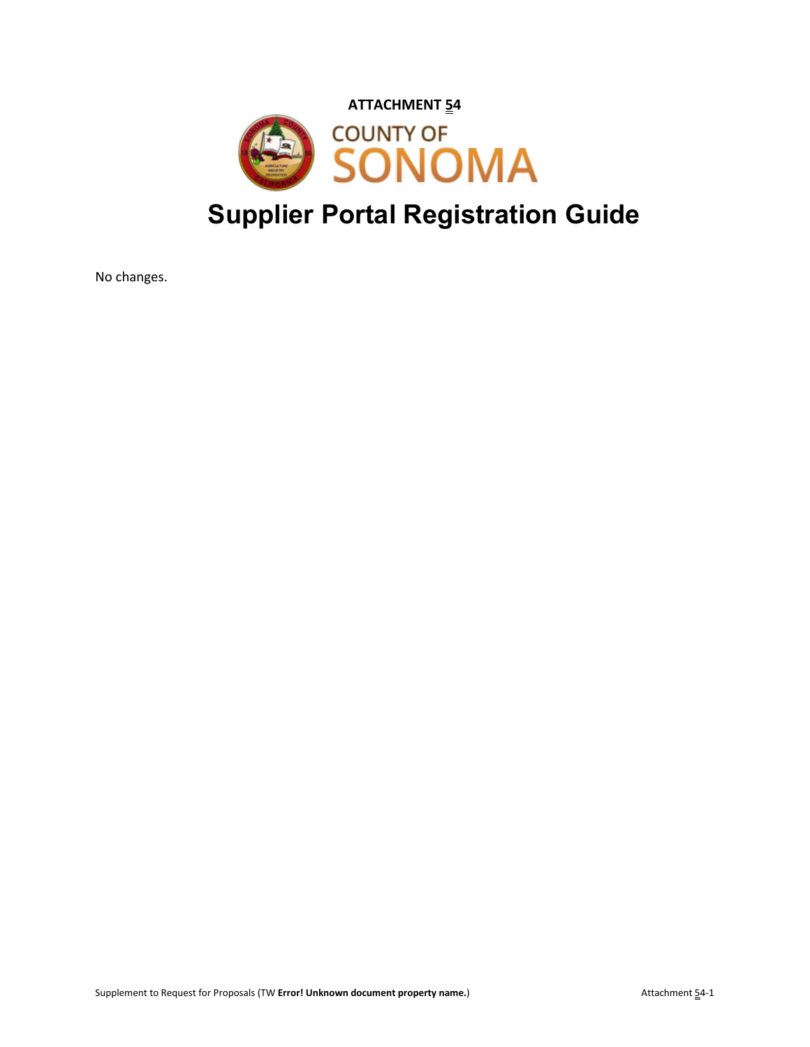**ATTACHMENT 54**

COUNTY OF SONOMA

# Supplier Portal Registration Guide

No changes.